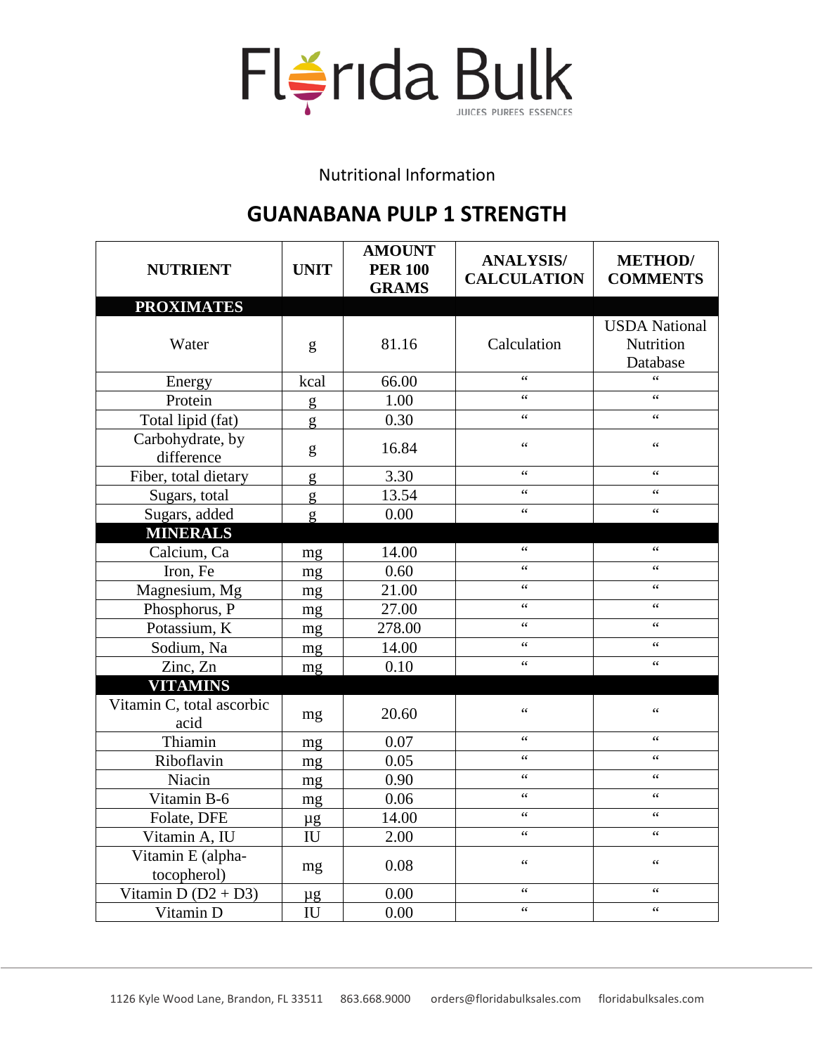Florida Bulk

JUICES PUREES ESSENCES

Nutritional Information

## GUANABANA PULP 1 STRENGTH

| NUTRIENT | UNIT | AMOUNT PER 100 GRAMS | ANALYSIS/ CALCULATION | METHOD/ COMMENTS |
|---|---|---|---|---|
| **PROXIMATES** | | | | |
| Water | g | 81.16 | Calculation | USDA National Nutrition Database |
| Energy | kcal | 66.00 | " | " |
| Protein | g | 1.00 | " | " |
| Total lipid (fat) | g | 0.30 | " | " |
| Carbohydrate, by difference | g | 16.84 | " | " |
| Fiber, total dietary | g | 3.30 | " | " |
| Sugars, total | g | 13.54 | " | " |
| Sugars, added | g | 0.00 | " | " |
| **MINERALS** | | | | |
| Calcium, Ca | mg | 14.00 | " | " |
| Iron, Fe | mg | 0.60 | " | " |
| Magnesium, Mg | mg | 21.00 | " | " |
| Phosphorus, P | mg | 27.00 | " | " |
| Potassium, K | mg | 278.00 | " | " |
| Sodium, Na | mg | 14.00 | " | " |
| Zinc, Zn | mg | 0.10 | " | " |
| **VITAMINS** | | | | |
| Vitamin C, total ascorbic acid | mg | 20.60 | " | " |
| Thiamin | mg | 0.07 | " | " |
| Riboflavin | mg | 0.05 | " | " |
| Niacin | mg | 0.90 | " | " |
| Vitamin B-6 | mg | 0.06 | " | " |
| Folate, DFE | µg | 14.00 | " | " |
| Vitamin A, IU | IU | 2.00 | " | " |
| Vitamin E (alpha-tocopherol) | mg | 0.08 | " | " |
| Vitamin D (D2 + D3) | µg | 0.00 | " | " |
| Vitamin D | IU | 0.00 | " | " |

1126 Kyle Wood Lane, Brandon, FL 33511 863.668.9000 orders@floridabulksales.com floridabulksales.com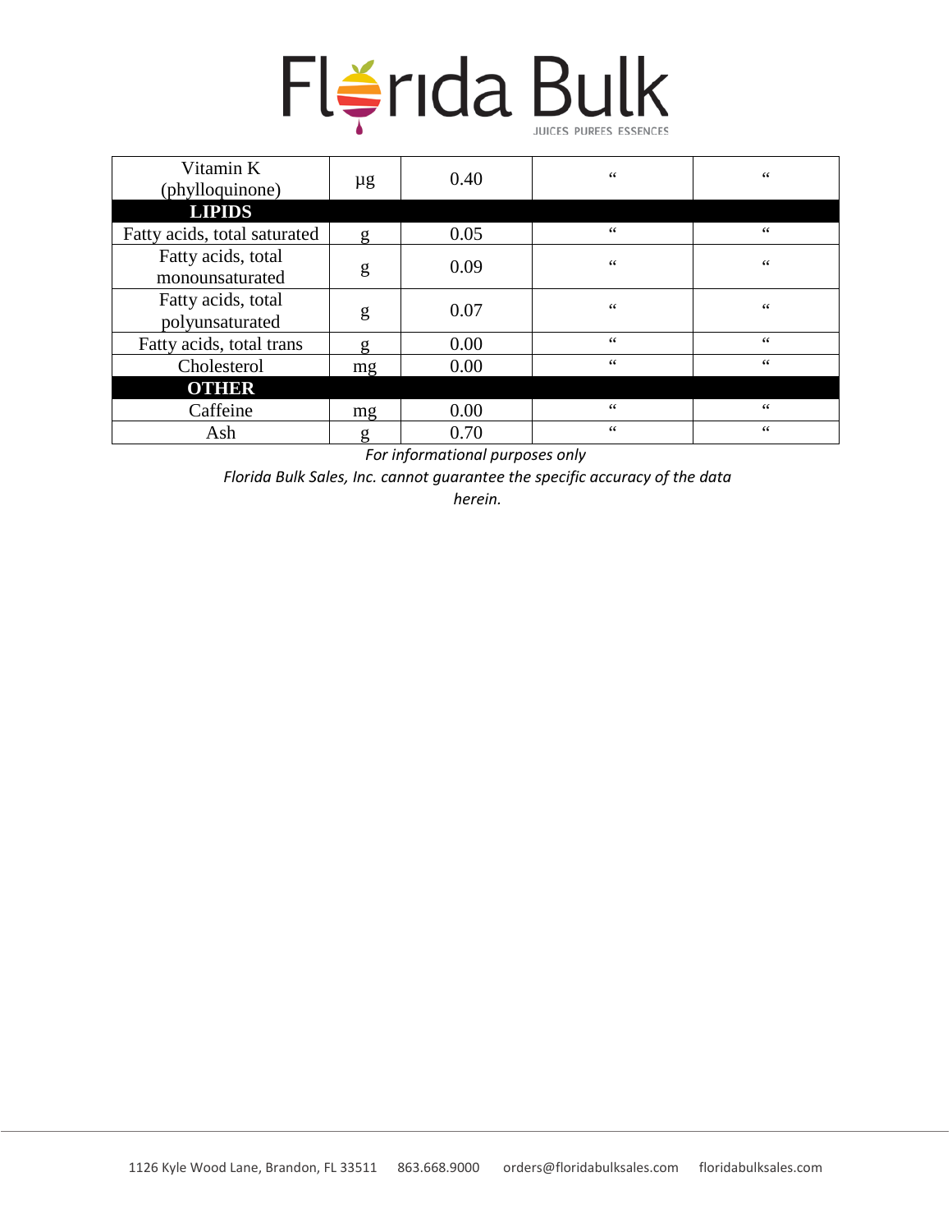| | | | | |
|---|---|---|---|---|
| Vitamin K (phylloquinone) | µg | 0.40 | " | " |
| **LIPIDS** | | | | |
| Fatty acids, total saturated | g | 0.05 | " | " |
| Fatty acids, total monounsaturated | g | 0.09 | " | " |
| Fatty acids, total polyunsaturated | g | 0.07 | " | " |
| Fatty acids, total trans | g | 0.00 | " | " |
| Cholesterol | mg | 0.00 | " | " |
| **OTHER** | | | | |
| Caffeine | mg | 0.00 | " | " |
| Ash | g | 0.70 | " | " |

*For informational purposes only*

*Florida Bulk Sales, Inc. cannot guarantee the specific accuracy of the data herein.*

1126 Kyle Wood Lane, Brandon, FL 33511 863.668.9000 orders@floridabulksales.com floridabulksales.com